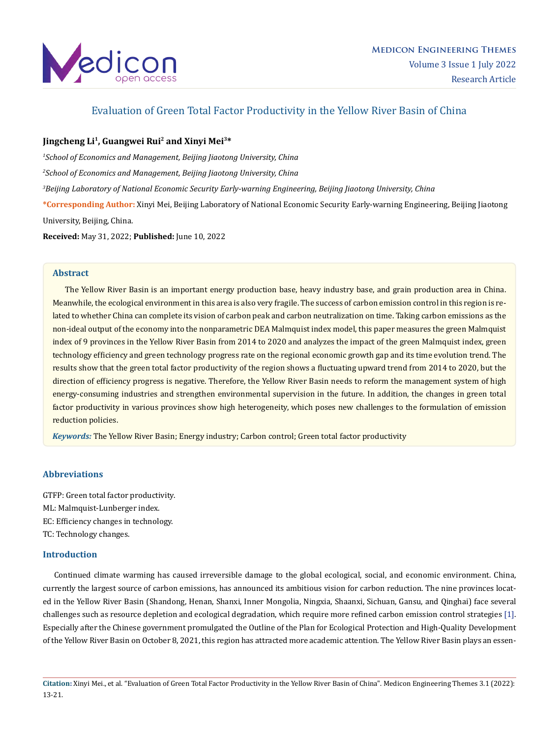# Evaluation of Green Total Factor Productivity in the Yellow River Basin of China

**Jingcheng Li[1], Guangwei Rui[2] and Xinyi Mei[3]\***

*[1]School of Economics and Management, Beijing Jiaotong University, China*

*[2]School of Economics and Management, Beijing Jiaotong University, China*

*[3]Beijing Laboratory of National Economic Security Early-warning Engineering, Beijing Jiaotong University, China*

**\*Corresponding Author:** Xinyi Mei, Beijing Laboratory of National Economic Security Early-warning Engineering, Beijing Jiaotong University, Beijing, China.

**Received:** May 31, 2022; **Published:** June 10, 2022

## Abstract

The Yellow River Basin is an important energy production base, heavy industry base, and grain production area in China. Meanwhile, the ecological environment in this area is also very fragile. The success of carbon emission control in this region is related to whether China can complete its vision of carbon peak and carbon neutralization on time. Taking carbon emissions as the non-ideal output of the economy into the nonparametric DEA Malmquist index model, this paper measures the green Malmquist index of 9 provinces in the Yellow River Basin from 2014 to 2020 and analyzes the impact of the green Malmquist index, green technology efficiency and green technology progress rate on the regional economic growth gap and its time evolution trend. The results show that the green total factor productivity of the region shows a fluctuating upward trend from 2014 to 2020, but the direction of efficiency progress is negative. Therefore, the Yellow River Basin needs to reform the management system of high energy-consuming industries and strengthen environmental supervision in the future. In addition, the changes in green total factor productivity in various provinces show high heterogeneity, which poses new challenges to the formulation of emission reduction policies.

***Keywords:*** The Yellow River Basin; Energy industry; Carbon control; Green total factor productivity

## Abbreviations

GTFP: Green total factor productivity.
ML: Malmquist-Lunberger index.
EC: Efficiency changes in technology.
TC: Technology changes.

## Introduction

Continued climate warming has caused irreversible damage to the global ecological, social, and economic environment. China, currently the largest source of carbon emissions, has announced its ambitious vision for carbon reduction. The nine provinces located in the Yellow River Basin (Shandong, Henan, Shanxi, Inner Mongolia, Ningxia, Shaanxi, Sichuan, Gansu, and Qinghai) face several challenges such as resource depletion and ecological degradation, which require more refined carbon emission control strategies [1]. Especially after the Chinese government promulgated the Outline of the Plan for Ecological Protection and High-Quality Development of the Yellow River Basin on October 8, 2021, this region has attracted more academic attention. The Yellow River Basin plays an essen-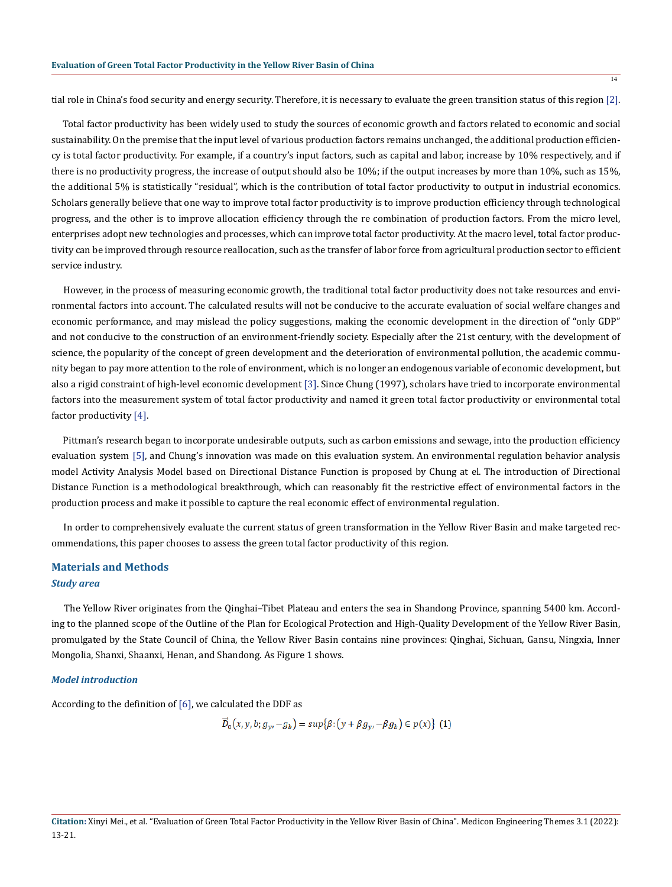tial role in China's food security and energy security. Therefore, it is necessary to evaluate the green transition status of this region [2].

Total factor productivity has been widely used to study the sources of economic growth and factors related to economic and social sustainability. On the premise that the input level of various production factors remains unchanged, the additional production efficiency is total factor productivity. For example, if a country's input factors, such as capital and labor, increase by 10% respectively, and if there is no productivity progress, the increase of output should also be 10%; if the output increases by more than 10%, such as 15%, the additional 5% is statistically "residual", which is the contribution of total factor productivity to output in industrial economics. Scholars generally believe that one way to improve total factor productivity is to improve production efficiency through technological progress, and the other is to improve allocation efficiency through the re combination of production factors. From the micro level, enterprises adopt new technologies and processes, which can improve total factor productivity. At the macro level, total factor productivity can be improved through resource reallocation, such as the transfer of labor force from agricultural production sector to efficient service industry.

However, in the process of measuring economic growth, the traditional total factor productivity does not take resources and environmental factors into account. The calculated results will not be conducive to the accurate evaluation of social welfare changes and economic performance, and may mislead the policy suggestions, making the economic development in the direction of "only GDP" and not conducive to the construction of an environment-friendly society. Especially after the 21st century, with the development of science, the popularity of the concept of green development and the deterioration of environmental pollution, the academic community began to pay more attention to the role of environment, which is no longer an endogenous variable of economic development, but also a rigid constraint of high-level economic development [3]. Since Chung (1997), scholars have tried to incorporate environmental factors into the measurement system of total factor productivity and named it green total factor productivity or environmental total factor productivity [4].

Pittman's research began to incorporate undesirable outputs, such as carbon emissions and sewage, into the production efficiency evaluation system [5], and Chung's innovation was made on this evaluation system. An environmental regulation behavior analysis model Activity Analysis Model based on Directional Distance Function is proposed by Chung at el. The introduction of Directional Distance Function is a methodological breakthrough, which can reasonably fit the restrictive effect of environmental factors in the production process and make it possible to capture the real economic effect of environmental regulation.

In order to comprehensively evaluate the current status of green transformation in the Yellow River Basin and make targeted recommendations, this paper chooses to assess the green total factor productivity of this region.

## Materials and Methods

### *Study area*

The Yellow River originates from the Qinghai–Tibet Plateau and enters the sea in Shandong Province, spanning 5400 km. According to the planned scope of the Outline of the Plan for Ecological Protection and High-Quality Development of the Yellow River Basin, promulgated by the State Council of China, the Yellow River Basin contains nine provinces: Qinghai, Sichuan, Gansu, Ningxia, Inner Mongolia, Shanxi, Shaanxi, Henan, and Shandong. As Figure 1 shows.

### *Model introduction*

According to the definition of [6], we calculated the DDF as

$$\vec{D}_0(x, y, b; g_y, -g_b) = sup\{\beta : (y + \beta g_y, -\beta g_b) \in p(x)\} \quad (1)$$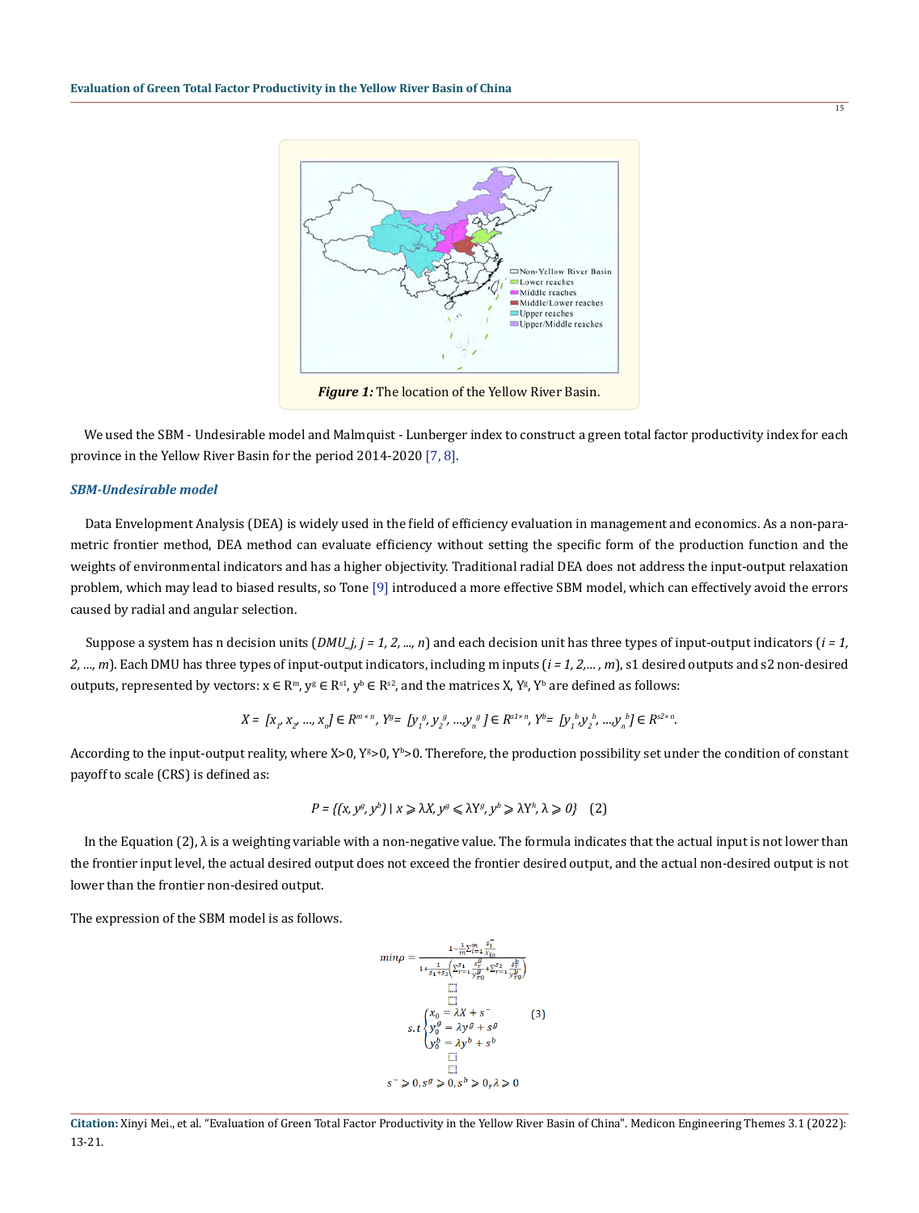Figure 1: The location of the Yellow River Basin.

We used the SBM - Undesirable model and Malmquist - Lunberger index to construct a green total factor productivity index for each province in the Yellow River Basin for the period 2014-2020 [7, 8].

### SBM-Undesirable model

Data Envelopment Analysis (DEA) is widely used in the field of efficiency evaluation in management and economics. As a non-parametric frontier method, DEA method can evaluate efficiency without setting the specific form of the production function and the weights of environmental indicators and has a higher objectivity. Traditional radial DEA does not address the input-output relaxation problem, which may lead to biased results, so Tone [9] introduced a more effective SBM model, which can effectively avoid the errors caused by radial and angular selection.

Suppose a system has n decision units ($DMU\_j$, $j = 1, 2, ..., n$) and each decision unit has three types of input-output indicators ($i = 1, 2, ..., m$). Each DMU has three types of input-output indicators, including m inputs ($i = 1, 2,..., m$), s1 desired outputs and s2 non-desired outputs, represented by vectors: $x \in R^m$, $y^g \in R^{s1}$, $y^b \in R^{s2}$, and the matrices X, $Y^g$, $Y^b$ are defined as follows:

$$X = [x_1, x_2, ..., x_n] \in R^{m \times n},\ Y^g = [y_1^g, y_2^g, ..., y_n^g] \in R^{s1 \times n},\ Y^b = [y_1^b, y_2^b, ..., y_n^b] \in R^{s2 \times n}.$$

According to the input-output reality, where X>0, $Y^g$>0, $Y^b$>0. Therefore, the production possibility set under the condition of constant payoff to scale (CRS) is defined as:

$$P = \{(x, y^g, y^b) \mid x \geqslant \lambda X, y^g \leqslant \lambda Y^g, y^b \geqslant \lambda Y^h, \lambda \geqslant 0\} \quad (2)$$

In the Equation (2), λ is a weighting variable with a non-negative value. The formula indicates that the actual input is not lower than the frontier input level, the actual desired output does not exceed the frontier desired output, and the actual non-desired output is not lower than the frontier non-desired output.

The expression of the SBM model is as follows.

$$min\rho = \frac{1 - \frac{1}{m}\sum_{i=1}^{m}\frac{s_i^-}{x_{i0}}}{1 + \frac{1}{s_1 + s_2}\left(\sum_{r=1}^{s_1}\frac{s_r^g}{y_{r0}^g} + \sum_{r=1}^{s_2}\frac{s_r^b}{y_{r0}^b}\right)}$$

$$s.t\begin{cases} x_0 = \lambda X + s^- \\ y_0^g = \lambda y^g + s^g \\ y_0^b = \lambda y^b + s^b \end{cases} \quad (3)$$

$$s^- \geqslant 0, s^g \geqslant 0, s^b \geqslant 0, \lambda \geqslant 0$$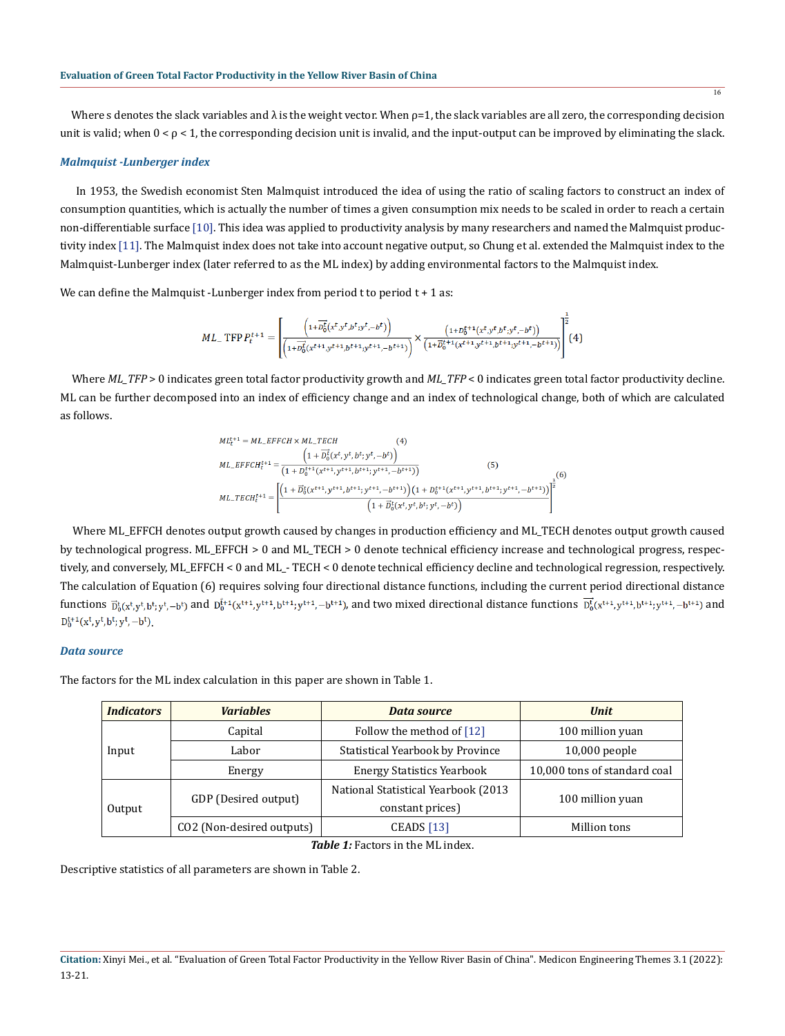Where s denotes the slack variables and λ is the weight vector. When ρ=1, the slack variables are all zero, the corresponding decision unit is valid; when 0 < ρ < 1, the corresponding decision unit is invalid, and the input-output can be improved by eliminating the slack.

### *Malmquist -Lunberger index*

In 1953, the Swedish economist Sten Malmquist introduced the idea of using the ratio of scaling factors to construct an index of consumption quantities, which is actually the number of times a given consumption mix needs to be scaled in order to reach a certain non-differentiable surface [10]. This idea was applied to productivity analysis by many researchers and named the Malmquist productivity index [11]. The Malmquist index does not take into account negative output, so Chung et al. extended the Malmquist index to the Malmquist-Lunberger index (later referred to as the ML index) by adding environmental factors to the Malmquist index.

We can define the Malmquist -Lunberger index from period t to period t + 1 as:

$$ML\_TFPP_t^{t+1} = \left[\frac{\left(1+\overrightarrow{D_0^t}(x^t,y^t,b^t;y^t,-b^t)\right)}{\left(1+\overrightarrow{D_0^t}(x^{t+1},y^{t+1},b^{t+1};y^{t+1},-b^{t+1})\right)} \times \frac{\left(1+D_0^{t+1}(x^t,y^t,b^t;y^t,-b^t)\right)}{\left(1+\overrightarrow{D_0^{t+1}}(x^{t+1},y^{t+1},b^{t+1};y^{t+1},-b^{t+1})\right)}\right]^{\frac{1}{2}} \quad (4)$$

Where *ML_TFP* > 0 indicates green total factor productivity growth and *ML_TFP* < 0 indicates green total factor productivity decline. ML can be further decomposed into an index of efficiency change and an index of technological change, both of which are calculated as follows.

$$ML_t^{t+1} = ML\_EFFCH \times ML\_TECH \quad (4)$$

$$ML\_EFFCH_t^{t+1} = \frac{\left(1+\overrightarrow{D_0^t}(x^t,y^t,b^t;y^t,-b^t)\right)}{\left(1+D_0^{t+1}(x^{t+1},y^{t+1},b^{t+1};y^{t+1},-b^{t+1})\right)} \quad (5)$$

$$ML\_TECH_t^{t+1} = \left[\frac{\left(1+\overrightarrow{D_0^t}(x^{t+1},y^{t+1},b^{t+1};y^{t+1},-b^{t+1})\right)\left(1+D_0^{t+1}(x^{t+1},y^{t+1},b^{t+1};y^{t+1},-b^{t+1})\right)}{\left(1+\overrightarrow{D_0^t}(x^t,y^t,b^t;y^t,-b^t)\right)}\right]^{\frac{1}{2}} \quad (6)$$

Where ML_EFFCH denotes output growth caused by changes in production efficiency and ML_TECH denotes output growth caused by technological progress. ML_EFFCH > 0 and ML_TECH > 0 denote technical efficiency increase and technological progress, respectively, and conversely, ML_EFFCH < 0 and ML_- TECH < 0 denote technical efficiency decline and technological regression, respectively. The calculation of Equation (6) requires solving four directional distance functions, including the current period directional distance functions $\overrightarrow{D_0^t}(x^t,y^t,b^t;y^t,-b^t)$ and $D_0^{t+1}(x^{t+1},y^{t+1},b^{t+1};y^{t+1},-b^{t+1})$, and two mixed directional distance functions $\overrightarrow{D_0^t}(x^{t+1},y^{t+1},b^{t+1};y^{t+1},-b^{t+1})$ and $D_0^{t+1}(x^t,y^t,b^t;y^t,-b^t)$.

### *Data source*

The factors for the ML index calculation in this paper are shown in Table 1.

| ***Indicators*** | ***Variables*** | ***Data source*** | ***Unit*** |
|---|---|---|---|
| Input | Capital | Follow the method of [12] | 100 million yuan |
| | Labor | Statistical Yearbook by Province | 10,000 people |
| | Energy | Energy Statistics Yearbook | 10,000 tons of standard coal |
| Output | GDP (Desired output) | National Statistical Yearbook (2013 constant prices) | 100 million yuan |
| | CO2 (Non-desired outputs) | CEADS [13] | Million tons |

***Table 1:*** Factors in the ML index.

Descriptive statistics of all parameters are shown in Table 2.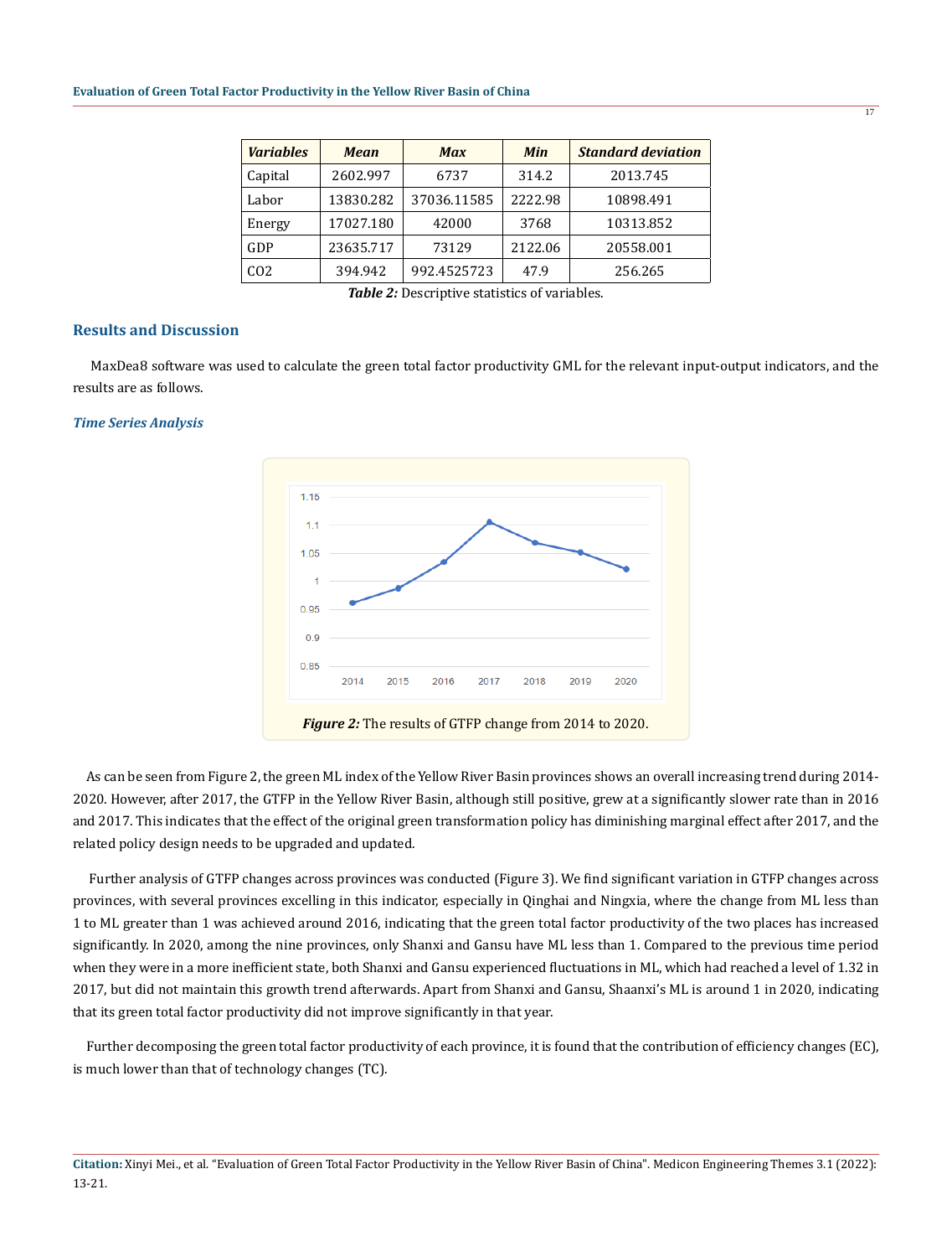| *Variables* | *Mean* | *Max* | *Min* | *Standard deviation* |
|---|---|---|---|---|
| Capital | 2602.997 | 6737 | 314.2 | 2013.745 |
| Labor | 13830.282 | 37036.11585 | 2222.98 | 10898.491 |
| Energy | 17027.180 | 42000 | 3768 | 10313.852 |
| GDP | 23635.717 | 73129 | 2122.06 | 20558.001 |
| CO2 | 394.942 | 992.4525723 | 47.9 | 256.265 |

***Table 2:*** Descriptive statistics of variables.

## Results and Discussion

MaxDea8 software was used to calculate the green total factor productivity GML for the relevant input-output indicators, and the results are as follows.

### *Time Series Analysis*

***Figure 2:*** The results of GTFP change from 2014 to 2020.

As can be seen from Figure 2, the green ML index of the Yellow River Basin provinces shows an overall increasing trend during 2014-2020. However, after 2017, the GTFP in the Yellow River Basin, although still positive, grew at a significantly slower rate than in 2016 and 2017. This indicates that the effect of the original green transformation policy has diminishing marginal effect after 2017, and the related policy design needs to be upgraded and updated.

Further analysis of GTFP changes across provinces was conducted (Figure 3). We find significant variation in GTFP changes across provinces, with several provinces excelling in this indicator, especially in Qinghai and Ningxia, where the change from ML less than 1 to ML greater than 1 was achieved around 2016, indicating that the green total factor productivity of the two places has increased significantly. In 2020, among the nine provinces, only Shanxi and Gansu have ML less than 1. Compared to the previous time period when they were in a more inefficient state, both Shanxi and Gansu experienced fluctuations in ML, which had reached a level of 1.32 in 2017, but did not maintain this growth trend afterwards. Apart from Shanxi and Gansu, Shaanxi's ML is around 1 in 2020, indicating that its green total factor productivity did not improve significantly in that year.

Further decomposing the green total factor productivity of each province, it is found that the contribution of efficiency changes (EC), is much lower than that of technology changes (TC).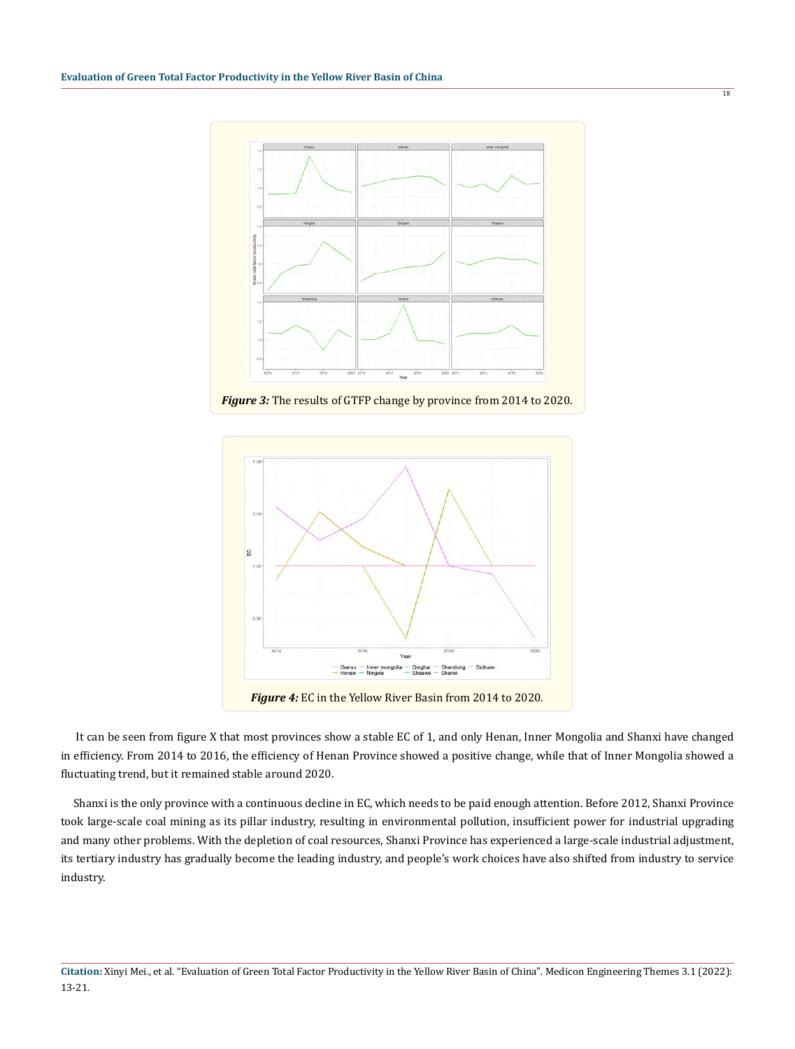*Figure 3:* The results of GTFP change by province from 2014 to 2020.

*Figure 4:* EC in the Yellow River Basin from 2014 to 2020.

It can be seen from figure X that most provinces show a stable EC of 1, and only Henan, Inner Mongolia and Shanxi have changed in efficiency. From 2014 to 2016, the efficiency of Henan Province showed a positive change, while that of Inner Mongolia showed a fluctuating trend, but it remained stable around 2020.

Shanxi is the only province with a continuous decline in EC, which needs to be paid enough attention. Before 2012, Shanxi Province took large-scale coal mining as its pillar industry, resulting in environmental pollution, insufficient power for industrial upgrading and many other problems. With the depletion of coal resources, Shanxi Province has experienced a large-scale industrial adjustment, its tertiary industry has gradually become the leading industry, and people's work choices have also shifted from industry to service industry.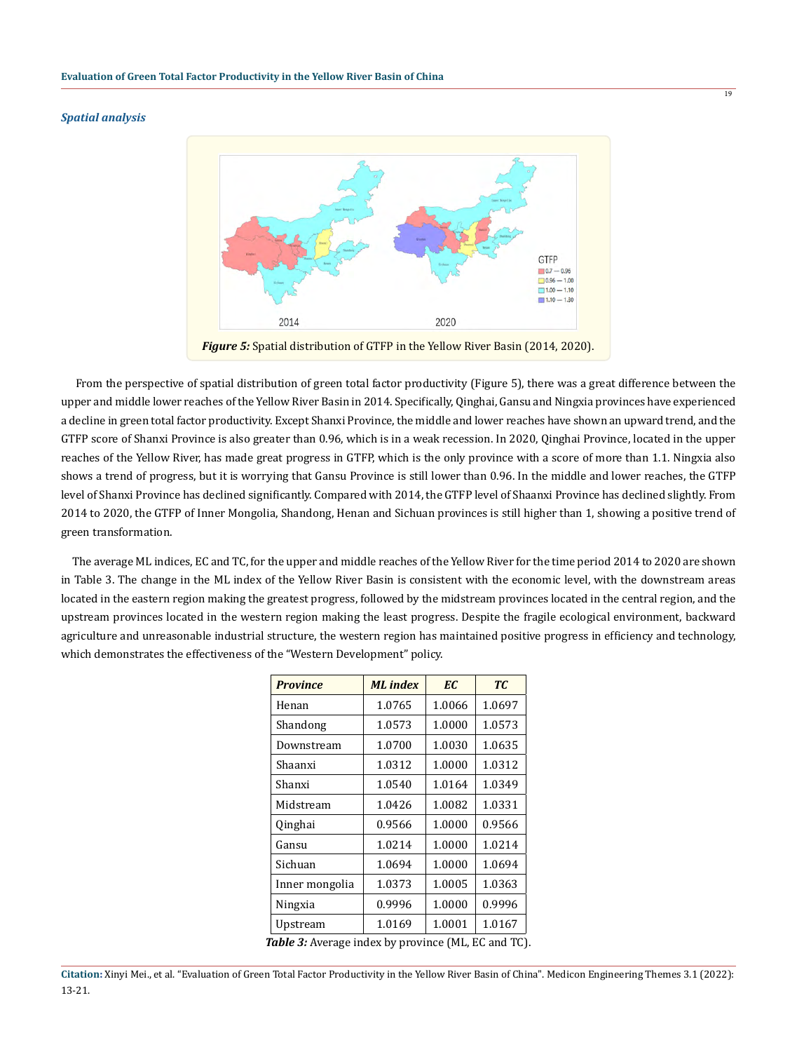### *Spatial analysis*

***Figure 5:*** Spatial distribution of GTFP in the Yellow River Basin (2014, 2020).

From the perspective of spatial distribution of green total factor productivity (Figure 5), there was a great difference between the upper and middle lower reaches of the Yellow River Basin in 2014. Specifically, Qinghai, Gansu and Ningxia provinces have experienced a decline in green total factor productivity. Except Shanxi Province, the middle and lower reaches have shown an upward trend, and the GTFP score of Shanxi Province is also greater than 0.96, which is in a weak recession. In 2020, Qinghai Province, located in the upper reaches of the Yellow River, has made great progress in GTFP, which is the only province with a score of more than 1.1. Ningxia also shows a trend of progress, but it is worrying that Gansu Province is still lower than 0.96. In the middle and lower reaches, the GTFP level of Shanxi Province has declined significantly. Compared with 2014, the GTFP level of Shaanxi Province has declined slightly. From 2014 to 2020, the GTFP of Inner Mongolia, Shandong, Henan and Sichuan provinces is still higher than 1, showing a positive trend of green transformation.

The average ML indices, EC and TC, for the upper and middle reaches of the Yellow River for the time period 2014 to 2020 are shown in Table 3. The change in the ML index of the Yellow River Basin is consistent with the economic level, with the downstream areas located in the eastern region making the greatest progress, followed by the midstream provinces located in the central region, and the upstream provinces located in the western region making the least progress. Despite the fragile ecological environment, backward agriculture and unreasonable industrial structure, the western region has maintained positive progress in efficiency and technology, which demonstrates the effectiveness of the "Western Development" policy.

| *Province* | *ML index* | *EC* | *TC* |
|---|---|---|---|
| Henan | 1.0765 | 1.0066 | 1.0697 |
| Shandong | 1.0573 | 1.0000 | 1.0573 |
| Downstream | 1.0700 | 1.0030 | 1.0635 |
| Shaanxi | 1.0312 | 1.0000 | 1.0312 |
| Shanxi | 1.0540 | 1.0164 | 1.0349 |
| Midstream | 1.0426 | 1.0082 | 1.0331 |
| Qinghai | 0.9566 | 1.0000 | 0.9566 |
| Gansu | 1.0214 | 1.0000 | 1.0214 |
| Sichuan | 1.0694 | 1.0000 | 1.0694 |
| Inner mongolia | 1.0373 | 1.0005 | 1.0363 |
| Ningxia | 0.9996 | 1.0000 | 0.9996 |
| Upstream | 1.0169 | 1.0001 | 1.0167 |

***Table 3:*** Average index by province (ML, EC and TC).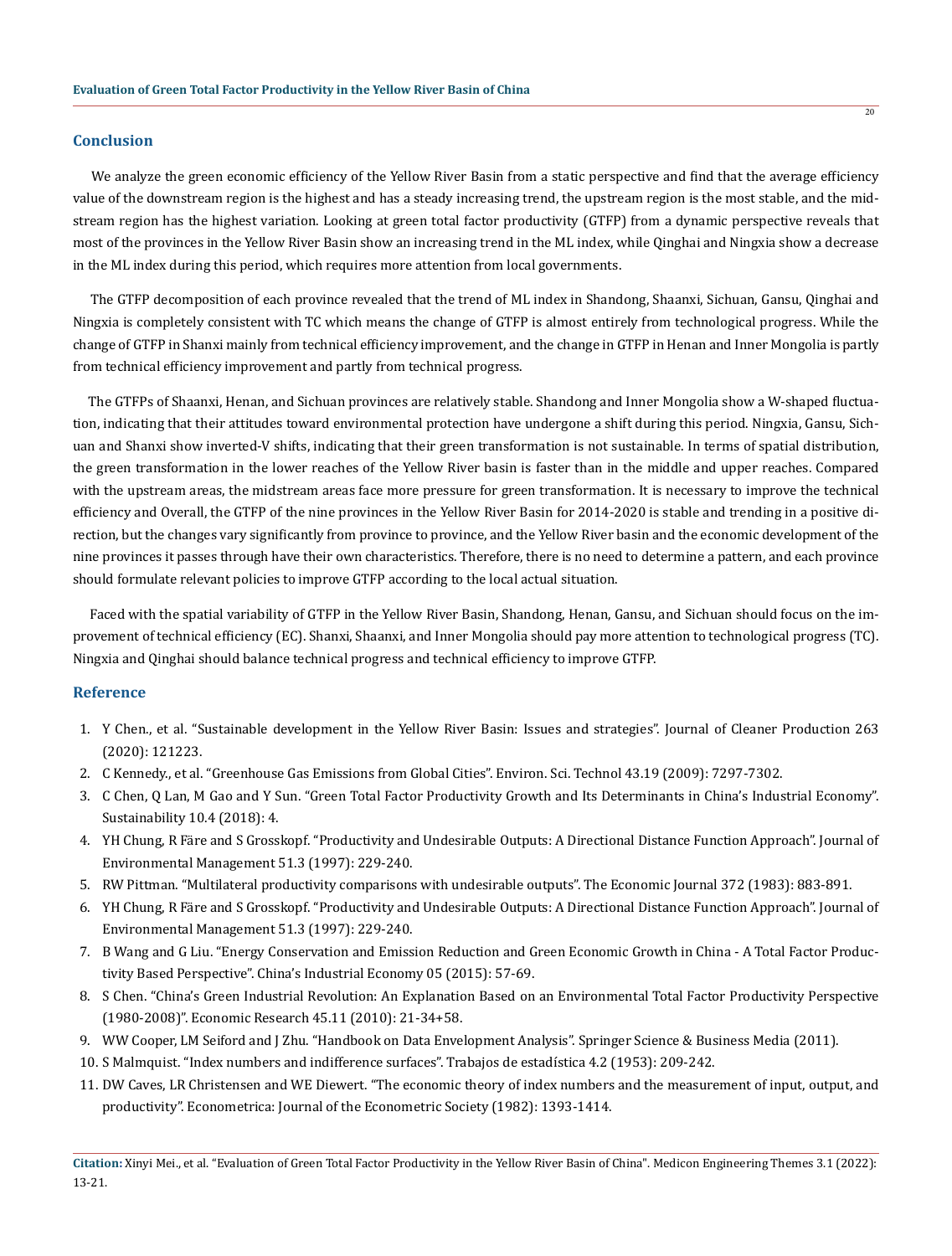## Conclusion

We analyze the green economic efficiency of the Yellow River Basin from a static perspective and find that the average efficiency value of the downstream region is the highest and has a steady increasing trend, the upstream region is the most stable, and the midstream region has the highest variation. Looking at green total factor productivity (GTFP) from a dynamic perspective reveals that most of the provinces in the Yellow River Basin show an increasing trend in the ML index, while Qinghai and Ningxia show a decrease in the ML index during this period, which requires more attention from local governments.

The GTFP decomposition of each province revealed that the trend of ML index in Shandong, Shaanxi, Sichuan, Gansu, Qinghai and Ningxia is completely consistent with TC which means the change of GTFP is almost entirely from technological progress. While the change of GTFP in Shanxi mainly from technical efficiency improvement, and the change in GTFP in Henan and Inner Mongolia is partly from technical efficiency improvement and partly from technical progress.

The GTFPs of Shaanxi, Henan, and Sichuan provinces are relatively stable. Shandong and Inner Mongolia show a W-shaped fluctuation, indicating that their attitudes toward environmental protection have undergone a shift during this period. Ningxia, Gansu, Sichuan and Shanxi show inverted-V shifts, indicating that their green transformation is not sustainable. In terms of spatial distribution, the green transformation in the lower reaches of the Yellow River basin is faster than in the middle and upper reaches. Compared with the upstream areas, the midstream areas face more pressure for green transformation. It is necessary to improve the technical efficiency and Overall, the GTFP of the nine provinces in the Yellow River Basin for 2014-2020 is stable and trending in a positive direction, but the changes vary significantly from province to province, and the Yellow River basin and the economic development of the nine provinces it passes through have their own characteristics. Therefore, there is no need to determine a pattern, and each province should formulate relevant policies to improve GTFP according to the local actual situation.

Faced with the spatial variability of GTFP in the Yellow River Basin, Shandong, Henan, Gansu, and Sichuan should focus on the improvement of technical efficiency (EC). Shanxi, Shaanxi, and Inner Mongolia should pay more attention to technological progress (TC). Ningxia and Qinghai should balance technical progress and technical efficiency to improve GTFP.

## Reference

1. Y Chen., et al. "Sustainable development in the Yellow River Basin: Issues and strategies". Journal of Cleaner Production 263 (2020): 121223.
2. C Kennedy., et al. "Greenhouse Gas Emissions from Global Cities". Environ. Sci. Technol 43.19 (2009): 7297-7302.
3. C Chen, Q Lan, M Gao and Y Sun. "Green Total Factor Productivity Growth and Its Determinants in China's Industrial Economy". Sustainability 10.4 (2018): 4.
4. YH Chung, R Färe and S Grosskopf. "Productivity and Undesirable Outputs: A Directional Distance Function Approach". Journal of Environmental Management 51.3 (1997): 229-240.
5. RW Pittman. "Multilateral productivity comparisons with undesirable outputs". The Economic Journal 372 (1983): 883-891.
6. YH Chung, R Färe and S Grosskopf. "Productivity and Undesirable Outputs: A Directional Distance Function Approach". Journal of Environmental Management 51.3 (1997): 229-240.
7. B Wang and G Liu. "Energy Conservation and Emission Reduction and Green Economic Growth in China - A Total Factor Productivity Based Perspective". China's Industrial Economy 05 (2015): 57-69.
8. S Chen. "China's Green Industrial Revolution: An Explanation Based on an Environmental Total Factor Productivity Perspective (1980-2008)". Economic Research 45.11 (2010): 21-34+58.
9. WW Cooper, LM Seiford and J Zhu. "Handbook on Data Envelopment Analysis". Springer Science & Business Media (2011).
10. S Malmquist. "Index numbers and indifference surfaces". Trabajos de estadística 4.2 (1953): 209-242.
11. DW Caves, LR Christensen and WE Diewert. "The economic theory of index numbers and the measurement of input, output, and productivity". Econometrica: Journal of the Econometric Society (1982): 1393-1414.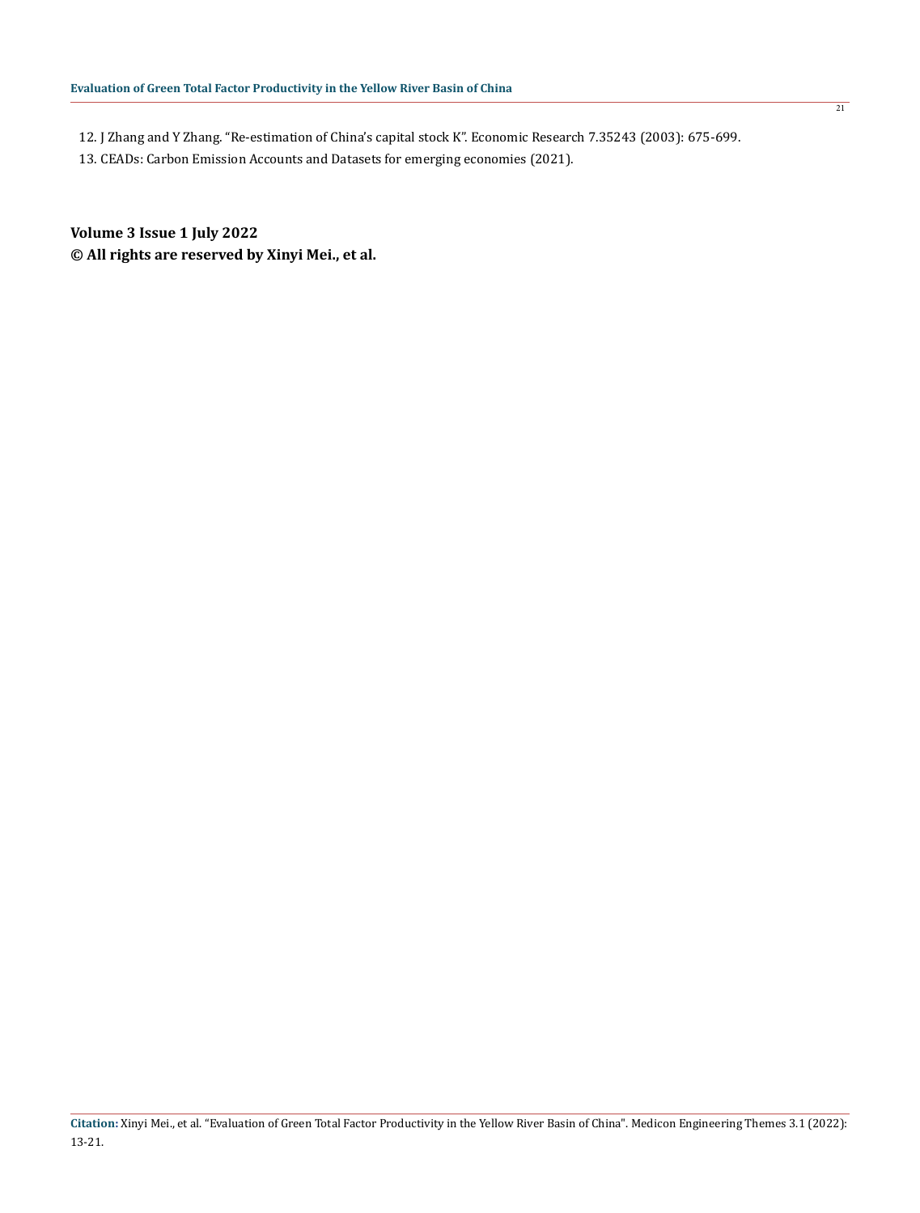12. J Zhang and Y Zhang. "Re-estimation of China's capital stock K". Economic Research 7.35243 (2003): 675-699.
13. CEADs: Carbon Emission Accounts and Datasets for emerging economies (2021).

**Volume 3 Issue 1 July 2022**
**© All rights are reserved by Xinyi Mei., et al.**